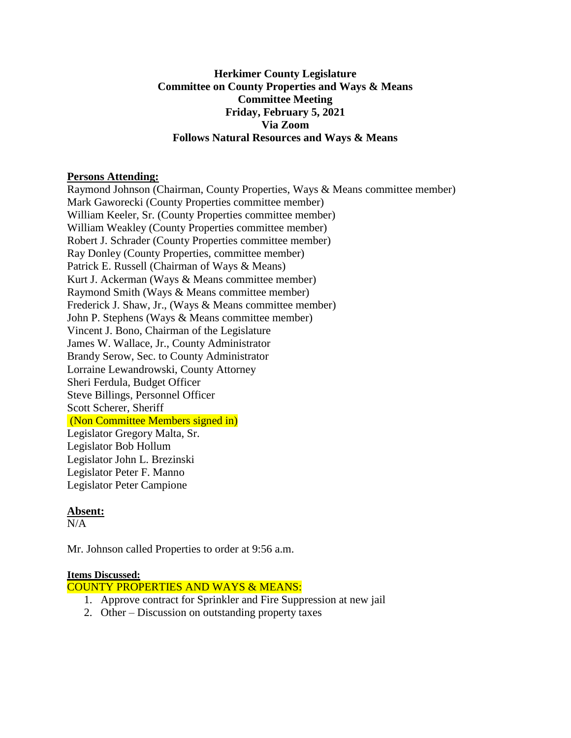**Herkimer County Legislature**
**Committee on County Properties and Ways & Means**
**Committee Meeting**
**Friday, February 5, 2021**
**Via Zoom**
**Follows Natural Resources and Ways & Means**

**Persons Attending:**

Raymond Johnson (Chairman, County Properties, Ways & Means committee member)
Mark Gaworecki (County Properties committee member)
William Keeler, Sr. (County Properties committee member)
William Weakley (County Properties committee member)
Robert J. Schrader (County Properties committee member)
Ray Donley (County Properties, committee member)
Patrick E. Russell (Chairman of Ways & Means)
Kurt J. Ackerman (Ways & Means committee member)
Raymond Smith (Ways & Means committee member)
Frederick J. Shaw, Jr., (Ways & Means committee member)
John P. Stephens (Ways & Means committee member)
Vincent J. Bono, Chairman of the Legislature
James W. Wallace, Jr., County Administrator
Brandy Serow, Sec. to County Administrator
Lorraine Lewandrowski, County Attorney
Sheri Ferdula, Budget Officer
Steve Billings, Personnel Officer
Scott Scherer, Sheriff
(Non Committee Members signed in)
Legislator Gregory Malta, Sr.
Legislator Bob Hollum
Legislator John L. Brezinski
Legislator Peter F. Manno
Legislator Peter Campione

**Absent:**

N/A

Mr. Johnson called Properties to order at 9:56 a.m.

**Items Discussed:**

COUNTY PROPERTIES AND WAYS & MEANS:

1. Approve contract for Sprinkler and Fire Suppression at new jail
2. Other – Discussion on outstanding property taxes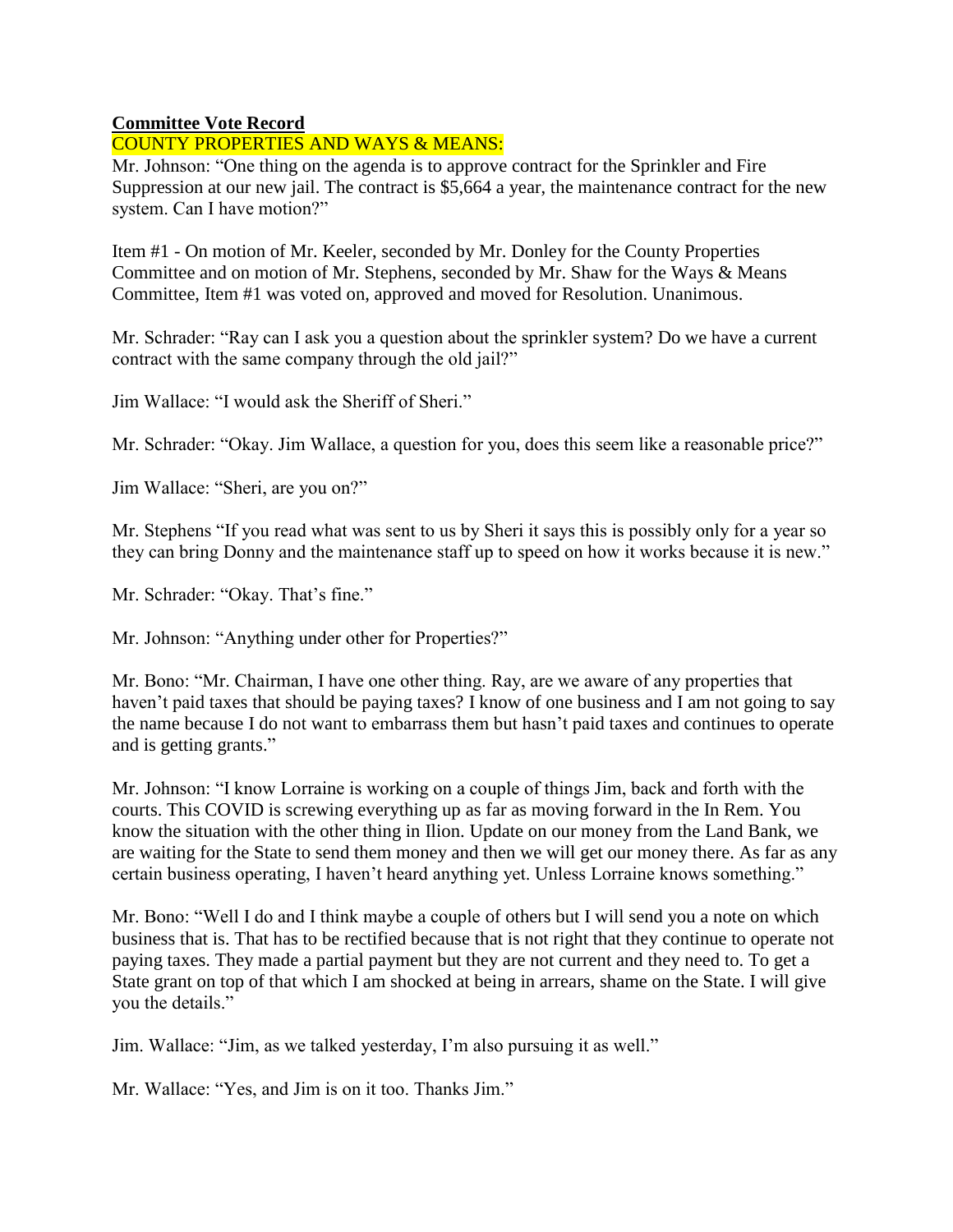**Committee Vote Record**

COUNTY PROPERTIES AND WAYS & MEANS:

Mr. Johnson: "One thing on the agenda is to approve contract for the Sprinkler and Fire Suppression at our new jail. The contract is $5,664 a year, the maintenance contract for the new system. Can I have motion?"

Item #1 - On motion of Mr. Keeler, seconded by Mr. Donley for the County Properties Committee and on motion of Mr. Stephens, seconded by Mr. Shaw for the Ways & Means Committee, Item #1 was voted on, approved and moved for Resolution. Unanimous.

Mr. Schrader: "Ray can I ask you a question about the sprinkler system? Do we have a current contract with the same company through the old jail?"

Jim Wallace: "I would ask the Sheriff of Sheri."

Mr. Schrader: "Okay. Jim Wallace, a question for you, does this seem like a reasonable price?"

Jim Wallace: "Sheri, are you on?"

Mr. Stephens "If you read what was sent to us by Sheri it says this is possibly only for a year so they can bring Donny and the maintenance staff up to speed on how it works because it is new."

Mr. Schrader: "Okay. That's fine."

Mr. Johnson: "Anything under other for Properties?"

Mr. Bono: "Mr. Chairman, I have one other thing. Ray, are we aware of any properties that haven't paid taxes that should be paying taxes? I know of one business and I am not going to say the name because I do not want to embarrass them but hasn't paid taxes and continues to operate and is getting grants."

Mr. Johnson: "I know Lorraine is working on a couple of things Jim, back and forth with the courts. This COVID is screwing everything up as far as moving forward in the In Rem. You know the situation with the other thing in Ilion. Update on our money from the Land Bank, we are waiting for the State to send them money and then we will get our money there. As far as any certain business operating, I haven't heard anything yet. Unless Lorraine knows something."

Mr. Bono: "Well I do and I think maybe a couple of others but I will send you a note on which business that is. That has to be rectified because that is not right that they continue to operate not paying taxes. They made a partial payment but they are not current and they need to. To get a State grant on top of that which I am shocked at being in arrears, shame on the State. I will give you the details."

Jim. Wallace: "Jim, as we talked yesterday, I'm also pursuing it as well."

Mr. Wallace: "Yes, and Jim is on it too. Thanks Jim."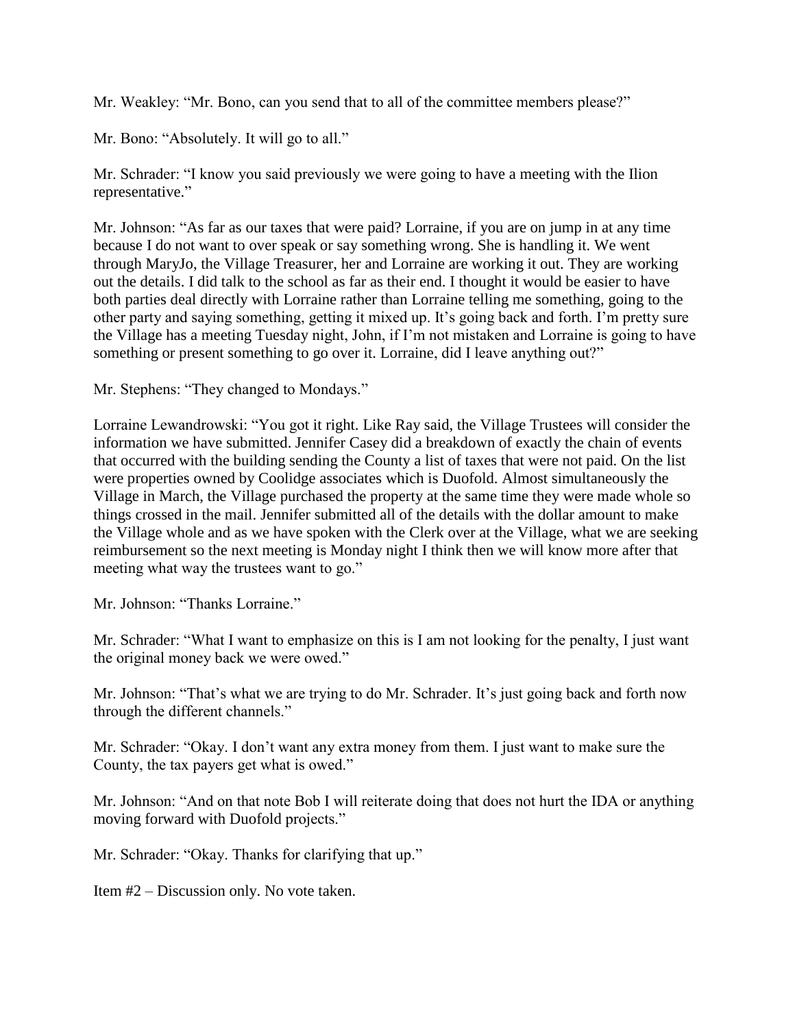Mr. Weakley: “Mr. Bono, can you send that to all of the committee members please?”

Mr. Bono: “Absolutely. It will go to all.”

Mr. Schrader: “I know you said previously we were going to have a meeting with the Ilion representative.”

Mr. Johnson: “As far as our taxes that were paid? Lorraine, if you are on jump in at any time because I do not want to over speak or say something wrong. She is handling it. We went through MaryJo, the Village Treasurer, her and Lorraine are working it out. They are working out the details. I did talk to the school as far as their end. I thought it would be easier to have both parties deal directly with Lorraine rather than Lorraine telling me something, going to the other party and saying something, getting it mixed up. It’s going back and forth. I’m pretty sure the Village has a meeting Tuesday night, John, if I’m not mistaken and Lorraine is going to have something or present something to go over it. Lorraine, did I leave anything out?”

Mr. Stephens: “They changed to Mondays.”

Lorraine Lewandrowski: “You got it right. Like Ray said, the Village Trustees will consider the information we have submitted. Jennifer Casey did a breakdown of exactly the chain of events that occurred with the building sending the County a list of taxes that were not paid. On the list were properties owned by Coolidge associates which is Duofold. Almost simultaneously the Village in March, the Village purchased the property at the same time they were made whole so things crossed in the mail. Jennifer submitted all of the details with the dollar amount to make the Village whole and as we have spoken with the Clerk over at the Village, what we are seeking reimbursement so the next meeting is Monday night I think then we will know more after that meeting what way the trustees want to go.”

Mr. Johnson: “Thanks Lorraine.”

Mr. Schrader: “What I want to emphasize on this is I am not looking for the penalty, I just want the original money back we were owed.”

Mr. Johnson: “That’s what we are trying to do Mr. Schrader. It’s just going back and forth now through the different channels.”

Mr. Schrader: “Okay. I don’t want any extra money from them. I just want to make sure the County, the tax payers get what is owed.”

Mr. Johnson: “And on that note Bob I will reiterate doing that does not hurt the IDA or anything moving forward with Duofold projects.”

Mr. Schrader: “Okay. Thanks for clarifying that up.”

Item #2 – Discussion only. No vote taken.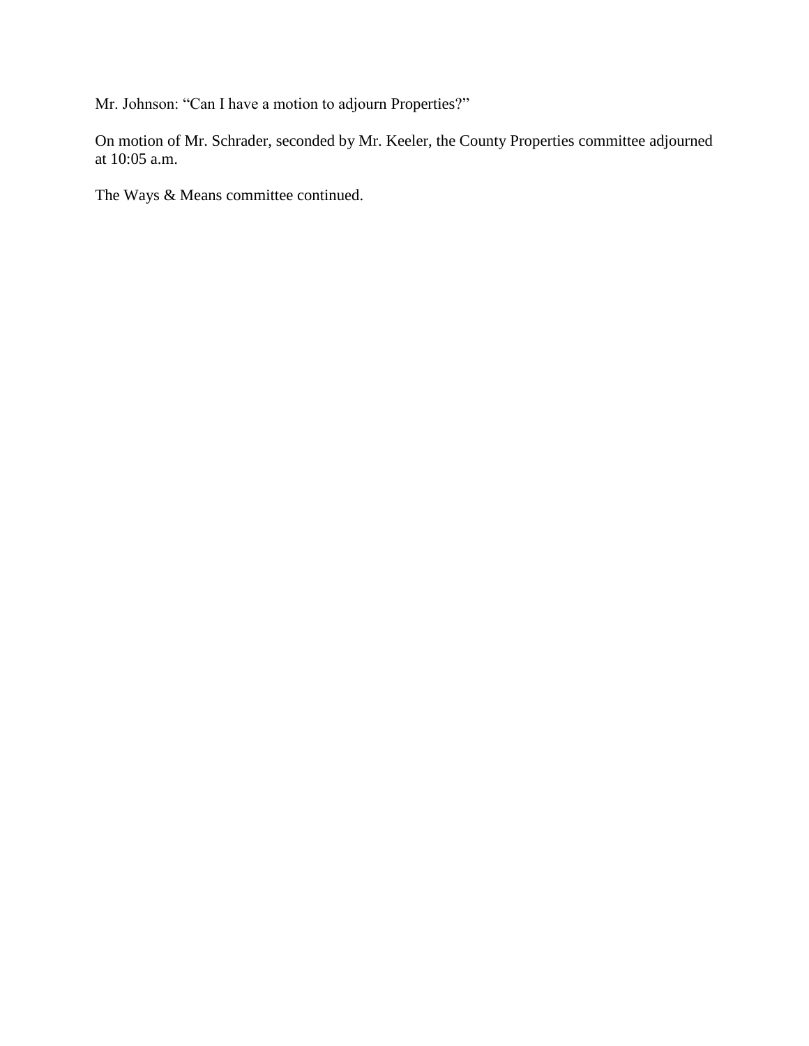Mr. Johnson: "Can I have a motion to adjourn Properties?"

On motion of Mr. Schrader, seconded by Mr. Keeler, the County Properties committee adjourned at 10:05 a.m.

The Ways & Means committee continued.